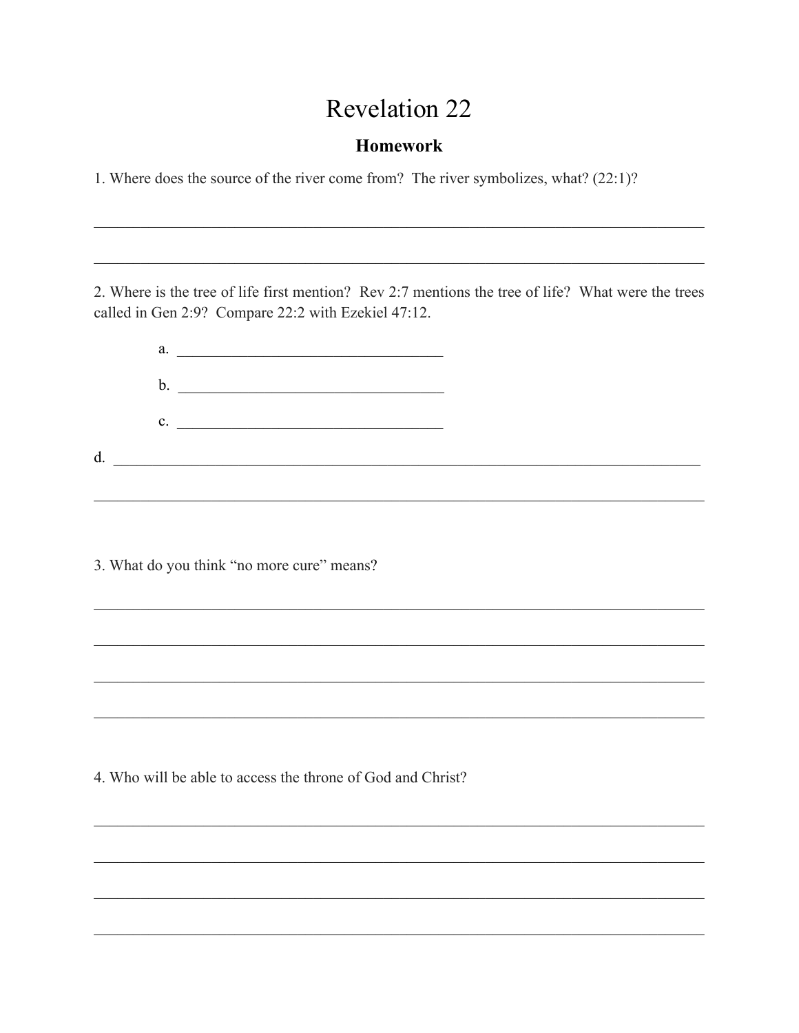# Revelation 22

## Homework

1. Where does the source of the river come from? The river symbolizes, what? (22:1)?

____________________________________________________________

____________________________________________________________

2. Where is the tree of life first mention? Rev 2:7 mentions the tree of life? What were the trees called in Gen 2:9? Compare 22:2 with Ezekiel 47:12.

  a. ______________________________

  b. ______________________________

  c. ______________________________

d. ____________________________________________________________

____________________________________________________________

3. What do you think "no more cure" means?

____________________________________________________________

____________________________________________________________

____________________________________________________________

____________________________________________________________

4. Who will be able to access the throne of God and Christ?

____________________________________________________________

____________________________________________________________

____________________________________________________________

____________________________________________________________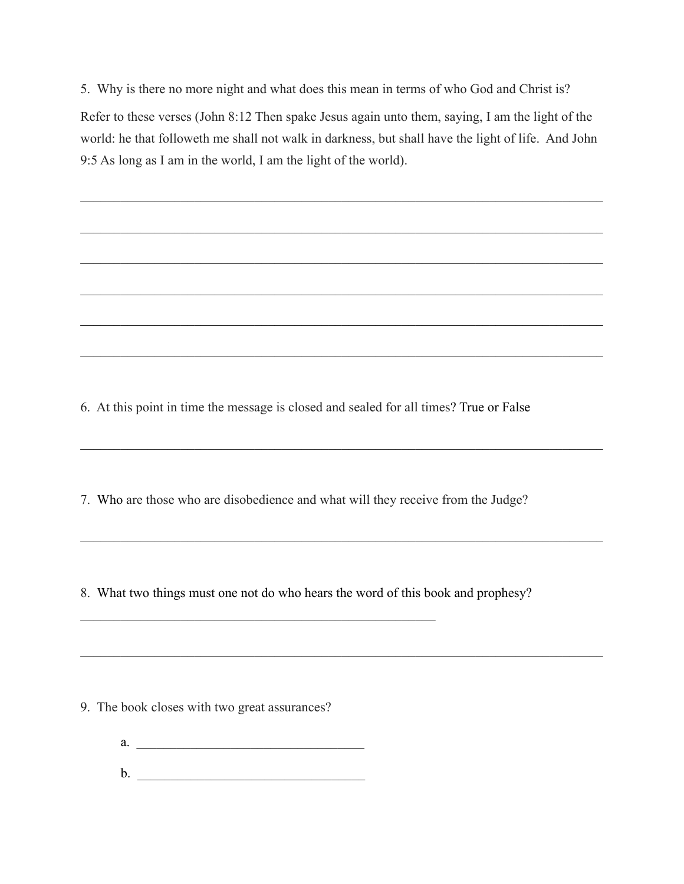5. Why is there no more night and what does this mean in terms of who God and Christ is?

Refer to these verses (John 8:12 Then spake Jesus again unto them, saying, I am the light of the world: he that followeth me shall not walk in darkness, but shall have the light of life. And John 9:5 As long as I am in the world, I am the light of the world).

______________________________________________________________________________

______________________________________________________________________________

______________________________________________________________________________

______________________________________________________________________________

______________________________________________________________________________

______________________________________________________________________________

6. At this point in time the message is closed and sealed for all times? True or False

______________________________________________________________________________

7. Who are those who are disobedience and what will they receive from the Judge?

______________________________________________________________________________

8. What two things must one not do who hears the word of this book and prophesy?

________________________________________________________

______________________________________________________________________________

9. The book closes with two great assurances?

a. ____________________________________

b. ____________________________________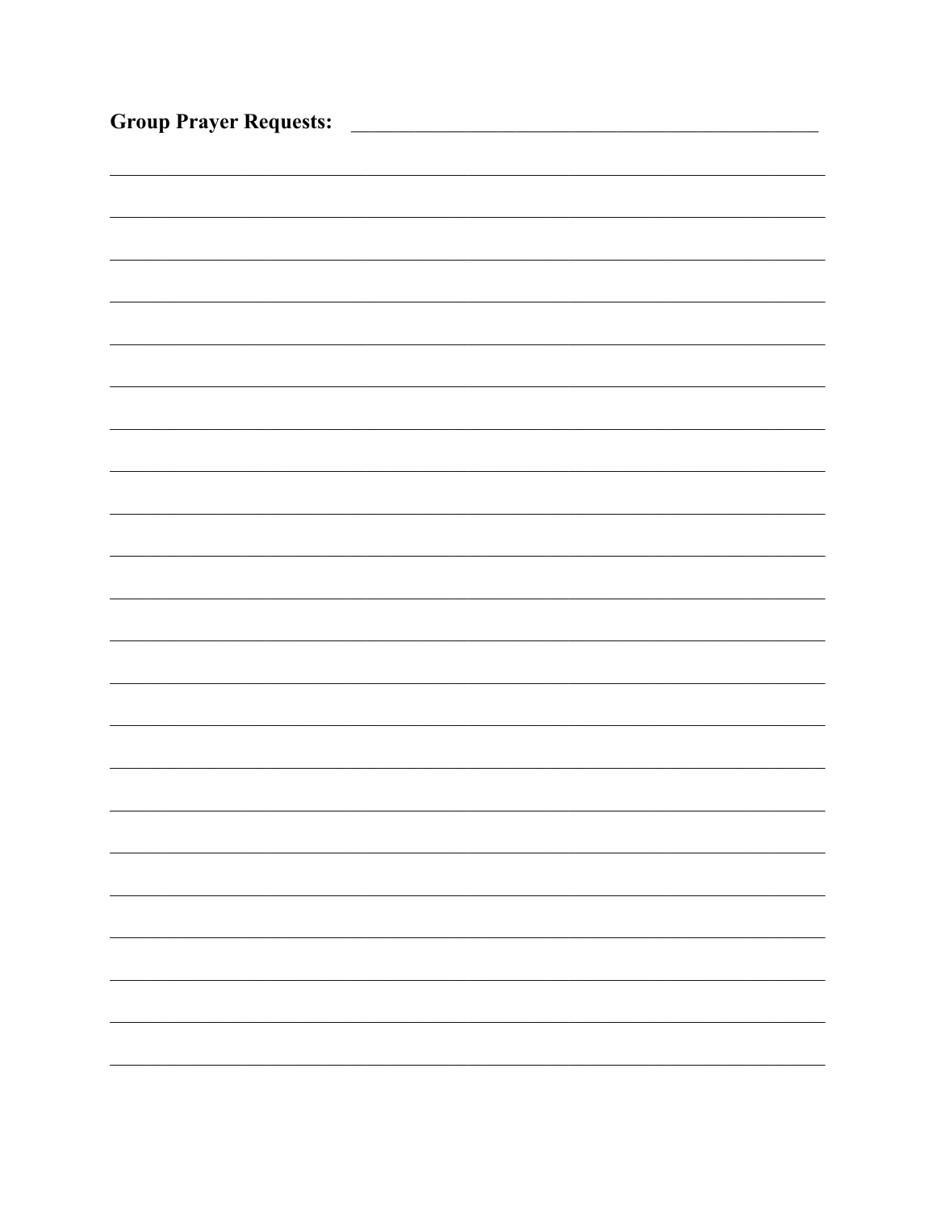**Group Prayer Requests:** ______________________________________________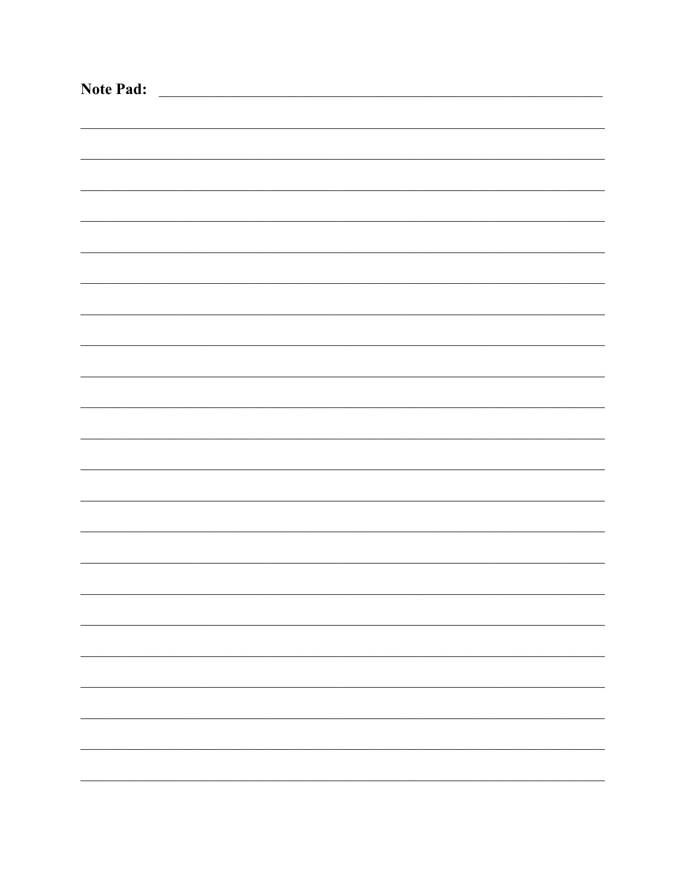**Note Pad:**